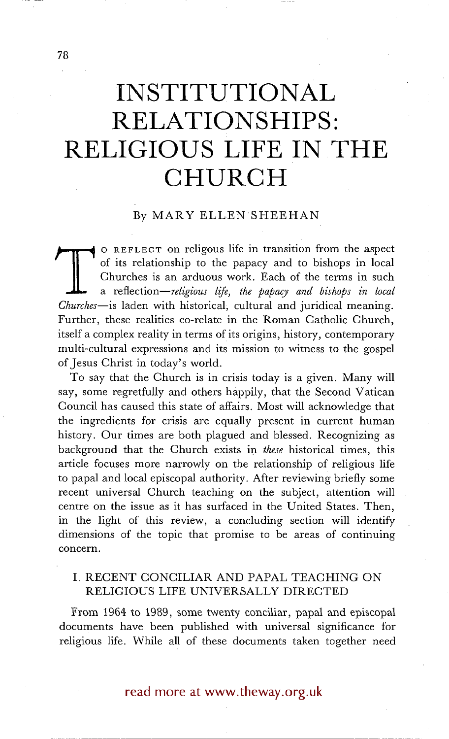# INSTITUTIONAL RELATIONSHIPS: RELIGIOUS LIFE IN THE CHURCH

By MARY ELLEN SHEEHAN

TO REFLECT on religous life in transition from the aspect of its relationship to the papacy and to bishops in local Churches is an arduous work. Each of the terms in such a reflection—*religious life, the papacy and bishops in local Churches*—is laden with historical, cultural and juridical meaning. Further, these realities co-relate in the Roman Catholic Church, itself a complex reality in terms of its origins, history, contemporary multi-cultural expressions and its mission to witness to the gospel of Jesus Christ in today's world.

To say that the Church is in crisis today is a given. Many will say, some regretfully and others happily, that the Second Vatican Council has caused this state of affairs. Most will acknowledge that the ingredients for crisis are equally present in current human history. Our times are both plagued and blessed. Recognizing as background that the Church exists in *these* historical times, this article focuses more narrowly on the relationship of religious life to papal and local episcopal authority. After reviewing briefly some recent universal Church teaching on the subject, attention will centre on the issue as it has surfaced in the United States. Then, in the light of this review, a concluding section will identify dimensions of the topic that promise to be areas of continuing concern.

## I. RECENT CONCILIAR AND PAPAL TEACHING ON RELIGIOUS LIFE UNIVERSALLY DIRECTED

From 1964 to 1989, some twenty conciliar, papal and episcopal documents have been published with universal significance for religious life. While all of these documents taken together need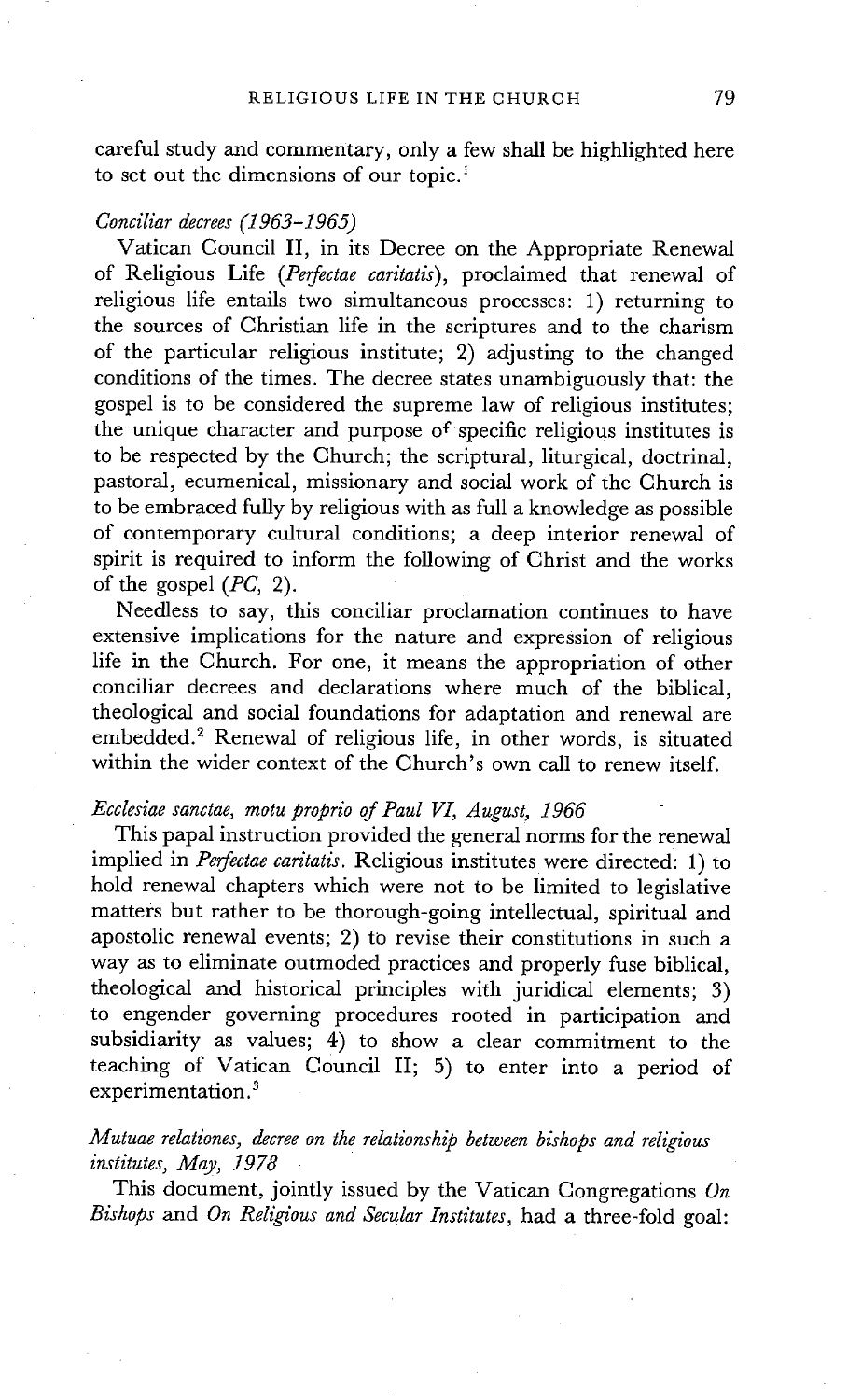careful study and commentary, only a few shall be highlighted here to set out the dimensions of our topic.[1]

*Conciliar decrees (1963–1965)*

Vatican Council II, in its Decree on the Appropriate Renewal of Religious Life (*Perfectae caritatis*), proclaimed that renewal of religious life entails two simultaneous processes: 1) returning to the sources of Christian life in the scriptures and to the charism of the particular religious institute; 2) adjusting to the changed conditions of the times. The decree states unambiguously that: the gospel is to be considered the supreme law of religious institutes; the unique character and purpose of specific religious institutes is to be respected by the Church; the scriptural, liturgical, doctrinal, pastoral, ecumenical, missionary and social work of the Church is to be embraced fully by religious with as full a knowledge as possible of contemporary cultural conditions; a deep interior renewal of spirit is required to inform the following of Christ and the works of the gospel (*PC*, 2).

Needless to say, this conciliar proclamation continues to have extensive implications for the nature and expression of religious life in the Church. For one, it means the appropriation of other conciliar decrees and declarations where much of the biblical, theological and social foundations for adaptation and renewal are embedded.[2] Renewal of religious life, in other words, is situated within the wider context of the Church's own call to renew itself.

*Ecclesiae sanctae, motu proprio of Paul VI, August, 1966*

This papal instruction provided the general norms for the renewal implied in *Perfectae caritatis*. Religious institutes were directed: 1) to hold renewal chapters which were not to be limited to legislative matters but rather to be thorough-going intellectual, spiritual and apostolic renewal events; 2) to revise their constitutions in such a way as to eliminate outmoded practices and properly fuse biblical, theological and historical principles with juridical elements; 3) to engender governing procedures rooted in participation and subsidiarity as values; 4) to show a clear commitment to the teaching of Vatican Council II; 5) to enter into a period of experimentation.[3]

*Mutuae relationes, decree on the relationship between bishops and religious institutes, May, 1978*

This document, jointly issued by the Vatican Congregations *On Bishops* and *On Religious and Secular Institutes*, had a three-fold goal: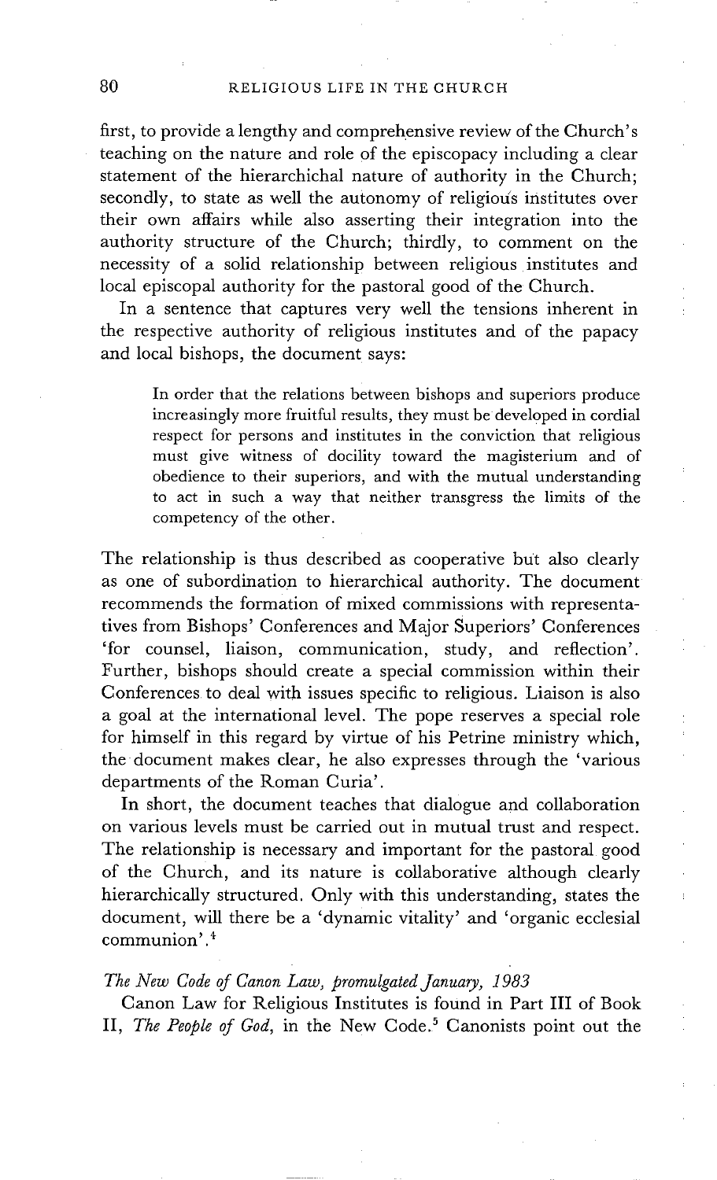first, to provide a lengthy and comprehensive review of the Church's teaching on the nature and role of the episcopacy including a clear statement of the hierarchichal nature of authority in the Church; secondly, to state as well the autonomy of religious institutes over their own affairs while also asserting their integration into the authority structure of the Church; thirdly, to comment on the necessity of a solid relationship between religious institutes and local episcopal authority for the pastoral good of the Church.

In a sentence that captures very well the tensions inherent in the respective authority of religious institutes and of the papacy and local bishops, the document says:

> In order that the relations between bishops and superiors produce increasingly more fruitful results, they must be developed in cordial respect for persons and institutes in the conviction that religious must give witness of docility toward the magisterium and of obedience to their superiors, and with the mutual understanding to act in such a way that neither transgress the limits of the competency of the other.

The relationship is thus described as cooperative but also clearly as one of subordination to hierarchical authority. The document recommends the formation of mixed commissions with representatives from Bishops' Conferences and Major Superiors' Conferences 'for counsel, liaison, communication, study, and reflection'. Further, bishops should create a special commission within their Conferences to deal with issues specific to religious. Liaison is also a goal at the international level. The pope reserves a special role for himself in this regard by virtue of his Petrine ministry which, the document makes clear, he also expresses through the 'various departments of the Roman Curia'.

In short, the document teaches that dialogue and collaboration on various levels must be carried out in mutual trust and respect. The relationship is necessary and important for the pastoral good of the Church, and its nature is collaborative although clearly hierarchically structured. Only with this understanding, states the document, will there be a 'dynamic vitality' and 'organic ecclesial communion'.[4]

*The New Code of Canon Law, promulgated January, 1983*

Canon Law for Religious Institutes is found in Part III of Book II, *The People of God*, in the New Code.[5] Canonists point out the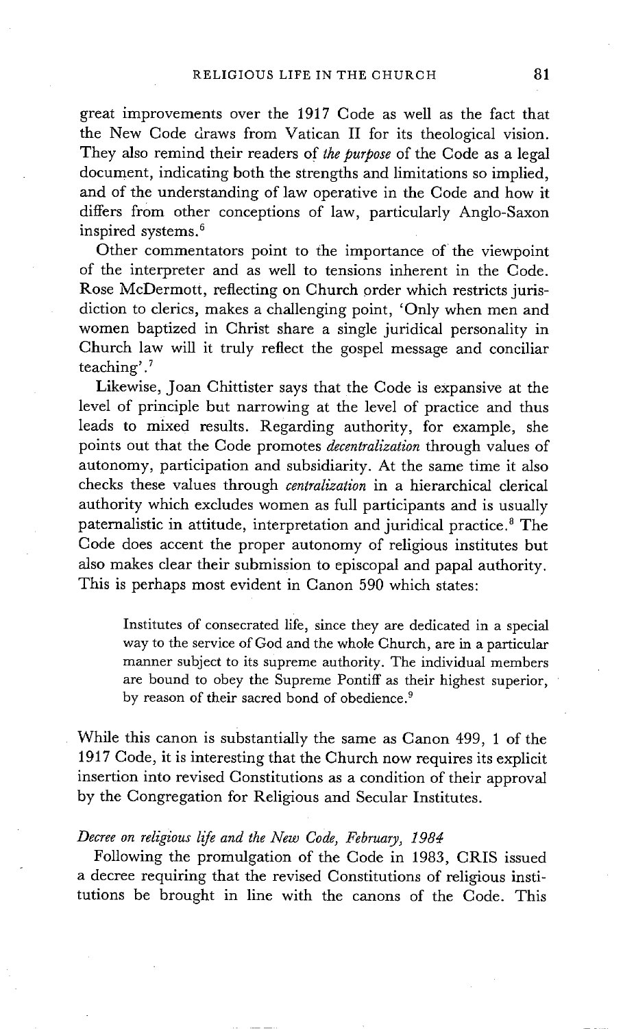great improvements over the 1917 Code as well as the fact that the New Code draws from Vatican II for its theological vision. They also remind their readers of *the purpose* of the Code as a legal document, indicating both the strengths and limitations so implied, and of the understanding of law operative in the Code and how it differs from other conceptions of law, particularly Anglo-Saxon inspired systems.[6]

Other commentators point to the importance of the viewpoint of the interpreter and as well to tensions inherent in the Code. Rose McDermott, reflecting on Church order which restricts jurisdiction to clerics, makes a challenging point, 'Only when men and women baptized in Christ share a single juridical personality in Church law will it truly reflect the gospel message and conciliar teaching'.[7]

Likewise, Joan Chittister says that the Code is expansive at the level of principle but narrowing at the level of practice and thus leads to mixed results. Regarding authority, for example, she points out that the Code promotes *decentralization* through values of autonomy, participation and subsidiarity. At the same time it also checks these values through *centralization* in a hierarchical clerical authority which excludes women as full participants and is usually paternalistic in attitude, interpretation and juridical practice.[8] The Code does accent the proper autonomy of religious institutes but also makes clear their submission to episcopal and papal authority. This is perhaps most evident in Canon 590 which states:

> Institutes of consecrated life, since they are dedicated in a special way to the service of God and the whole Church, are in a particular manner subject to its supreme authority. The individual members are bound to obey the Supreme Pontiff as their highest superior, by reason of their sacred bond of obedience.[9]

While this canon is substantially the same as Canon 499, 1 of the 1917 Code, it is interesting that the Church now requires its explicit insertion into revised Constitutions as a condition of their approval by the Congregation for Religious and Secular Institutes.

*Decree on religious life and the New Code, February, 1984*

Following the promulgation of the Code in 1983, CRIS issued a decree requiring that the revised Constitutions of religious institutions be brought in line with the canons of the Code. This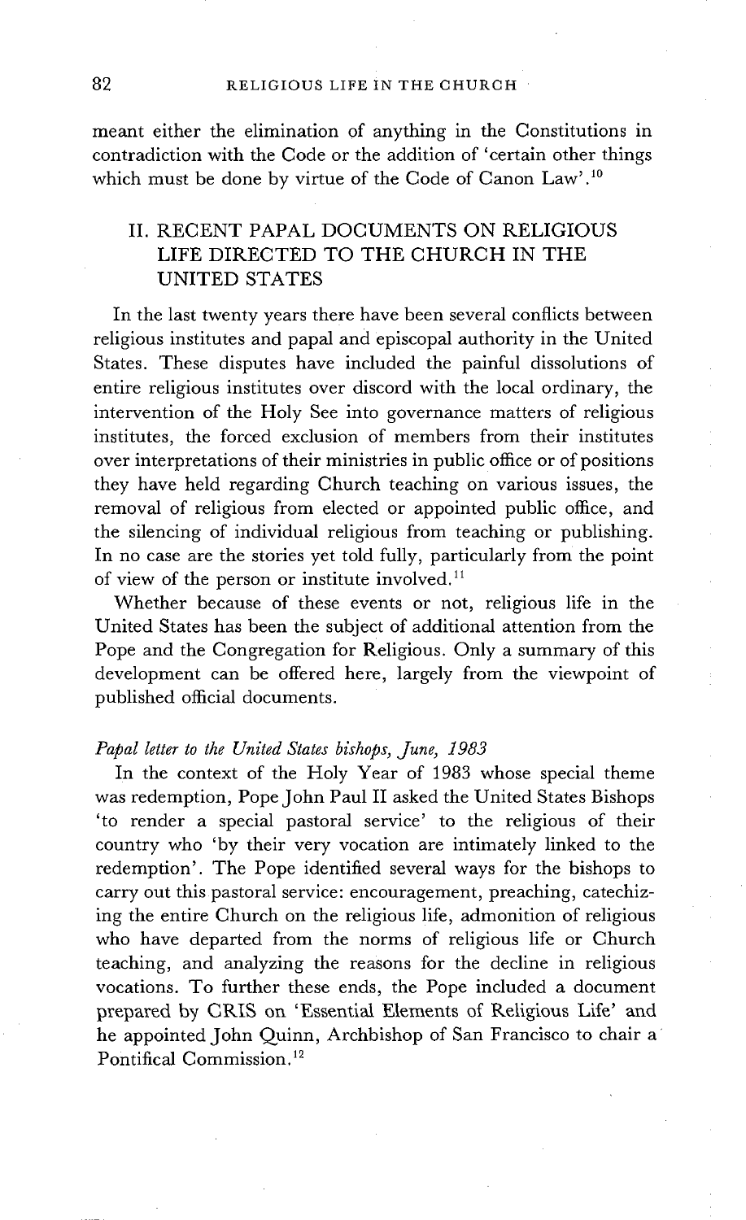meant either the elimination of anything in the Constitutions in contradiction with the Code or the addition of 'certain other things which must be done by virtue of the Code of Canon Law'.[10]

## II. RECENT PAPAL DOCUMENTS ON RELIGIOUS LIFE DIRECTED TO THE CHURCH IN THE UNITED STATES

In the last twenty years there have been several conflicts between religious institutes and papal and episcopal authority in the United States. These disputes have included the painful dissolutions of entire religious institutes over discord with the local ordinary, the intervention of the Holy See into governance matters of religious institutes, the forced exclusion of members from their institutes over interpretations of their ministries in public office or of positions they have held regarding Church teaching on various issues, the removal of religious from elected or appointed public office, and the silencing of individual religious from teaching or publishing. In no case are the stories yet told fully, particularly from the point of view of the person or institute involved.[11]

Whether because of these events or not, religious life in the United States has been the subject of additional attention from the Pope and the Congregation for Religious. Only a summary of this development can be offered here, largely from the viewpoint of published official documents.

*Papal letter to the United States bishops, June, 1983*

In the context of the Holy Year of 1983 whose special theme was redemption, Pope John Paul II asked the United States Bishops 'to render a special pastoral service' to the religious of their country who 'by their very vocation are intimately linked to the redemption'. The Pope identified several ways for the bishops to carry out this pastoral service: encouragement, preaching, catechizing the entire Church on the religious life, admonition of religious who have departed from the norms of religious life or Church teaching, and analyzing the reasons for the decline in religious vocations. To further these ends, the Pope included a document prepared by CRIS on 'Essential Elements of Religious Life' and he appointed John Quinn, Archbishop of San Francisco to chair a Pontifical Commission.[12]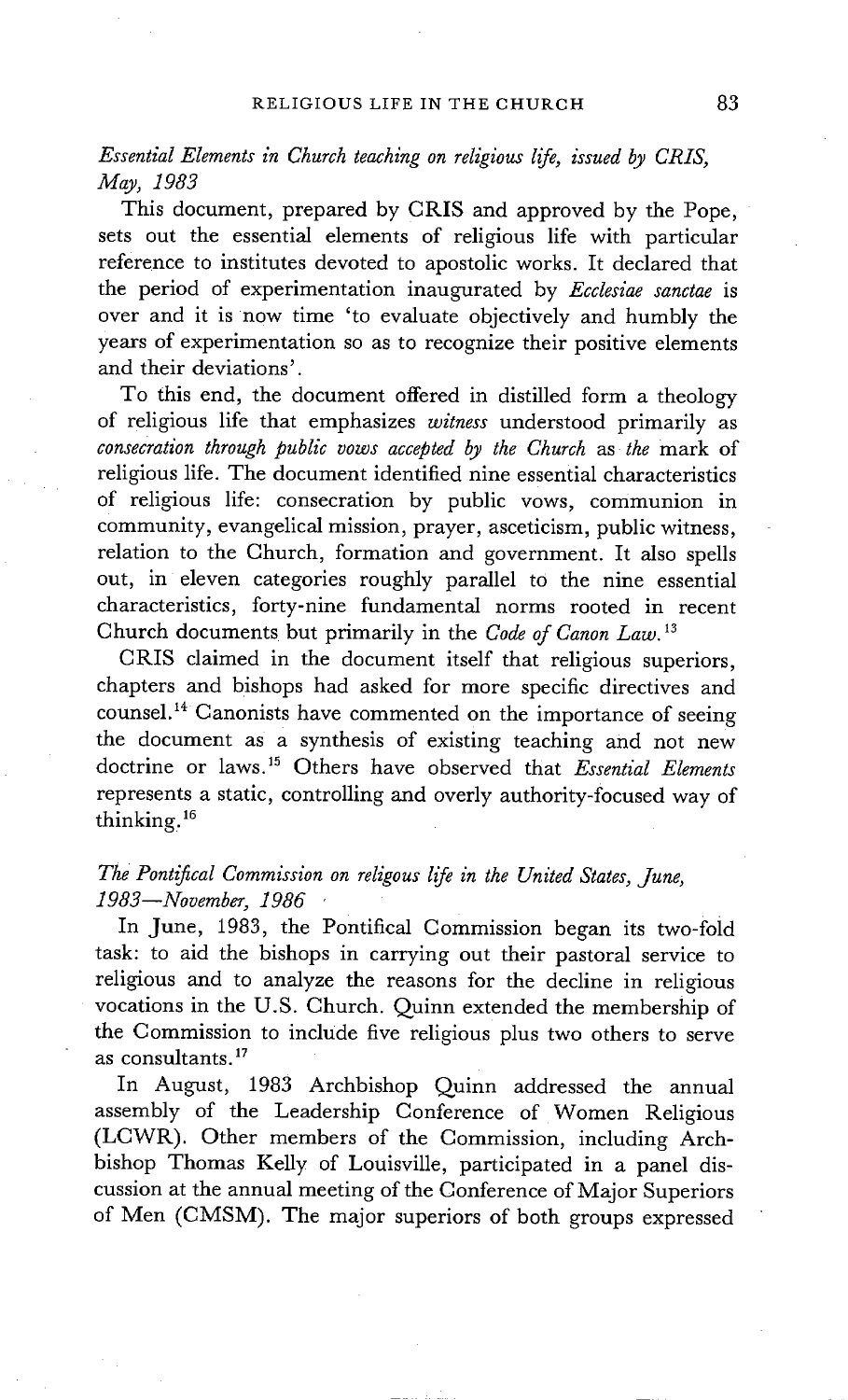*Essential Elements in Church teaching on religious life, issued by CRIS, May, 1983*

This document, prepared by CRIS and approved by the Pope, sets out the essential elements of religious life with particular reference to institutes devoted to apostolic works. It declared that the period of experimentation inaugurated by *Ecclesiae sanctae* is over and it is now time 'to evaluate objectively and humbly the years of experimentation so as to recognize their positive elements and their deviations'.

To this end, the document offered in distilled form a theology of religious life that emphasizes *witness* understood primarily as *consecration through public vows accepted by the Church* as *the* mark of religious life. The document identified nine essential characteristics of religious life: consecration by public vows, communion in community, evangelical mission, prayer, asceticism, public witness, relation to the Church, formation and government. It also spells out, in eleven categories roughly parallel to the nine essential characteristics, forty-nine fundamental norms rooted in recent Church documents but primarily in the *Code of Canon Law*.[13]

CRIS claimed in the document itself that religious superiors, chapters and bishops had asked for more specific directives and counsel.[14] Canonists have commented on the importance of seeing the document as a synthesis of existing teaching and not new doctrine or laws.[15] Others have observed that *Essential Elements* represents a static, controlling and overly authority-focused way of thinking.[16]

*The Pontifical Commission on religous life in the United States, June, 1983—November, 1986*

In June, 1983, the Pontifical Commission began its two-fold task: to aid the bishops in carrying out their pastoral service to religious and to analyze the reasons for the decline in religious vocations in the U.S. Church. Quinn extended the membership of the Commission to include five religious plus two others to serve as consultants.[17]

In August, 1983 Archbishop Quinn addressed the annual assembly of the Leadership Conference of Women Religious (LCWR). Other members of the Commission, including Archbishop Thomas Kelly of Louisville, participated in a panel discussion at the annual meeting of the Conference of Major Superiors of Men (CMSM). The major superiors of both groups expressed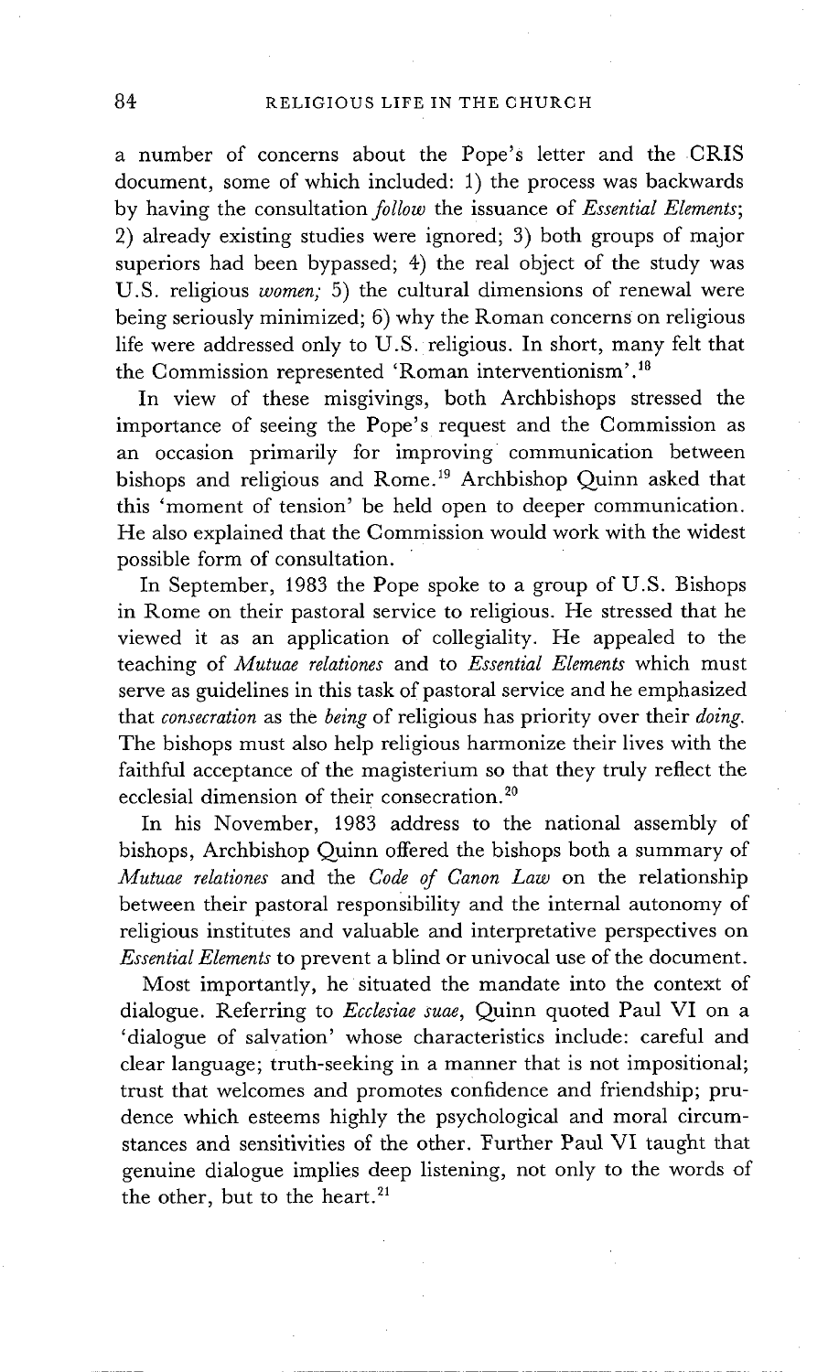a number of concerns about the Pope's letter and the CRIS document, some of which included: 1) the process was backwards by having the consultation *follow* the issuance of *Essential Elements*; 2) already existing studies were ignored; 3) both groups of major superiors had been bypassed; 4) the real object of the study was U.S. religious *women;* 5) the cultural dimensions of renewal were being seriously minimized; 6) why the Roman concerns on religious life were addressed only to U.S. religious. In short, many felt that the Commission represented 'Roman interventionism'.[18]

In view of these misgivings, both Archbishops stressed the importance of seeing the Pope's request and the Commission as an occasion primarily for improving communication between bishops and religious and Rome.[19] Archbishop Quinn asked that this 'moment of tension' be held open to deeper communication. He also explained that the Commission would work with the widest possible form of consultation.

In September, 1983 the Pope spoke to a group of U.S. Bishops in Rome on their pastoral service to religious. He stressed that he viewed it as an application of collegiality. He appealed to the teaching of *Mutuae relationes* and to *Essential Elements* which must serve as guidelines in this task of pastoral service and he emphasized that *consecration* as the *being* of religious has priority over their *doing*. The bishops must also help religious harmonize their lives with the faithful acceptance of the magisterium so that they truly reflect the ecclesial dimension of their consecration.[20]

In his November, 1983 address to the national assembly of bishops, Archbishop Quinn offered the bishops both a summary of *Mutuae relationes* and the *Code of Canon Law* on the relationship between their pastoral responsibility and the internal autonomy of religious institutes and valuable and interpretative perspectives on *Essential Elements* to prevent a blind or univocal use of the document.

Most importantly, he situated the mandate into the context of dialogue. Referring to *Ecclesiae suae*, Quinn quoted Paul VI on a 'dialogue of salvation' whose characteristics include: careful and clear language; truth-seeking in a manner that is not impositional; trust that welcomes and promotes confidence and friendship; prudence which esteems highly the psychological and moral circumstances and sensitivities of the other. Further Paul VI taught that genuine dialogue implies deep listening, not only to the words of the other, but to the heart.[21]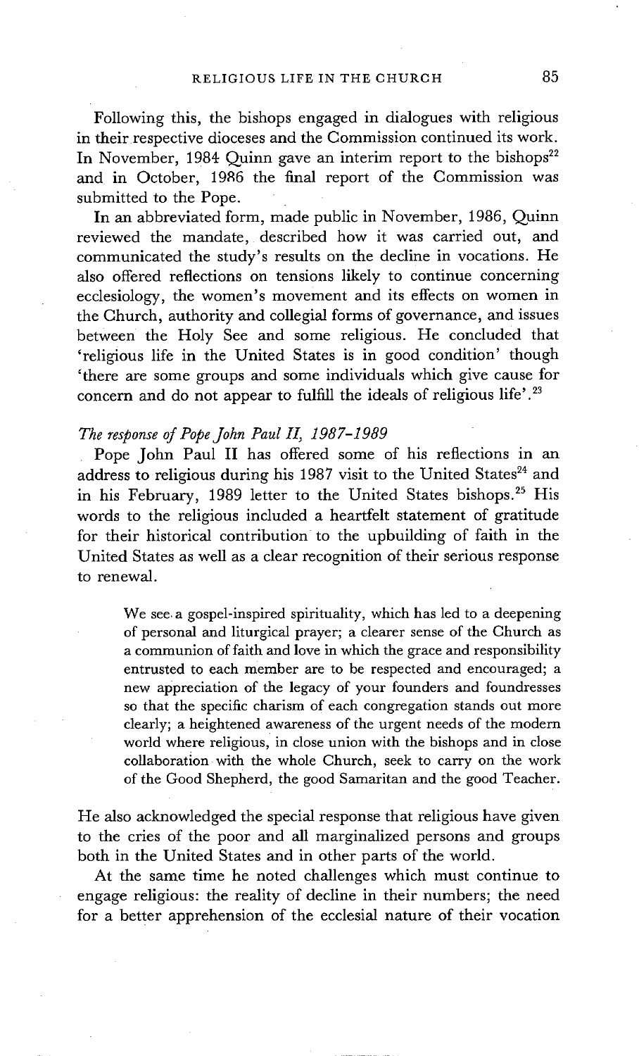Following this, the bishops engaged in dialogues with religious in their respective dioceses and the Commission continued its work. In November, 1984 Quinn gave an interim report to the bishops[22] and in October, 1986 the final report of the Commission was submitted to the Pope.

In an abbreviated form, made public in November, 1986, Quinn reviewed the mandate, described how it was carried out, and communicated the study's results on the decline in vocations. He also offered reflections on tensions likely to continue concerning ecclesiology, the women's movement and its effects on women in the Church, authority and collegial forms of governance, and issues between the Holy See and some religious. He concluded that 'religious life in the United States is in good condition' though 'there are some groups and some individuals which give cause for concern and do not appear to fulfill the ideals of religious life'.[23]

### *The response of Pope John Paul II, 1987–1989*

Pope John Paul II has offered some of his reflections in an address to religious during his 1987 visit to the United States[24] and in his February, 1989 letter to the United States bishops.[25] His words to the religious included a heartfelt statement of gratitude for their historical contribution to the upbuilding of faith in the United States as well as a clear recognition of their serious response to renewal.

> We see a gospel-inspired spirituality, which has led to a deepening of personal and liturgical prayer; a clearer sense of the Church as a communion of faith and love in which the grace and responsibility entrusted to each member are to be respected and encouraged; a new appreciation of the legacy of your founders and foundresses so that the specific charism of each congregation stands out more clearly; a heightened awareness of the urgent needs of the modern world where religious, in close union with the bishops and in close collaboration with the whole Church, seek to carry on the work of the Good Shepherd, the good Samaritan and the good Teacher.

He also acknowledged the special response that religious have given to the cries of the poor and all marginalized persons and groups both in the United States and in other parts of the world.

At the same time he noted challenges which must continue to engage religious: the reality of decline in their numbers; the need for a better apprehension of the ecclesial nature of their vocation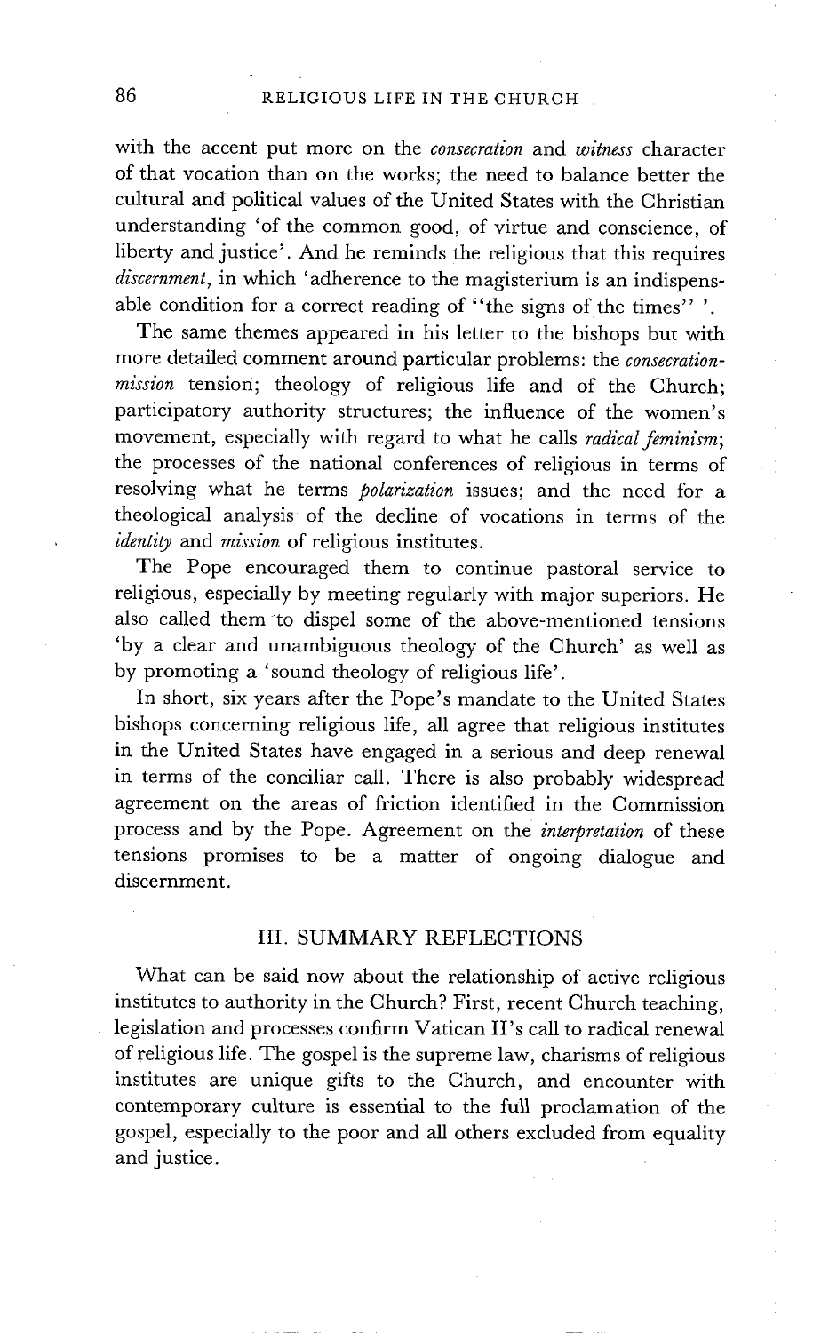with the accent put more on the *consecration* and *witness* character of that vocation than on the works; the need to balance better the cultural and political values of the United States with the Christian understanding 'of the common good, of virtue and conscience, of liberty and justice'. And he reminds the religious that this requires *discernment*, in which 'adherence to the magisterium is an indispensable condition for a correct reading of "the signs of the times" '.

The same themes appeared in his letter to the bishops but with more detailed comment around particular problems: the *consecration-mission* tension; theology of religious life and of the Church; participatory authority structures; the influence of the women's movement, especially with regard to what he calls *radical feminism*; the processes of the national conferences of religious in terms of resolving what he terms *polarization* issues; and the need for a theological analysis of the decline of vocations in terms of the *identity* and *mission* of religious institutes.

The Pope encouraged them to continue pastoral service to religious, especially by meeting regularly with major superiors. He also called them to dispel some of the above-mentioned tensions 'by a clear and unambiguous theology of the Church' as well as by promoting a 'sound theology of religious life'.

In short, six years after the Pope's mandate to the United States bishops concerning religious life, all agree that religious institutes in the United States have engaged in a serious and deep renewal in terms of the conciliar call. There is also probably widespread agreement on the areas of friction identified in the Commission process and by the Pope. Agreement on the *interpretation* of these tensions promises to be a matter of ongoing dialogue and discernment.

## III. SUMMARY REFLECTIONS

What can be said now about the relationship of active religious institutes to authority in the Church? First, recent Church teaching, legislation and processes confirm Vatican II's call to radical renewal of religious life. The gospel is the supreme law, charisms of religious institutes are unique gifts to the Church, and encounter with contemporary culture is essential to the full proclamation of the gospel, especially to the poor and all others excluded from equality and justice.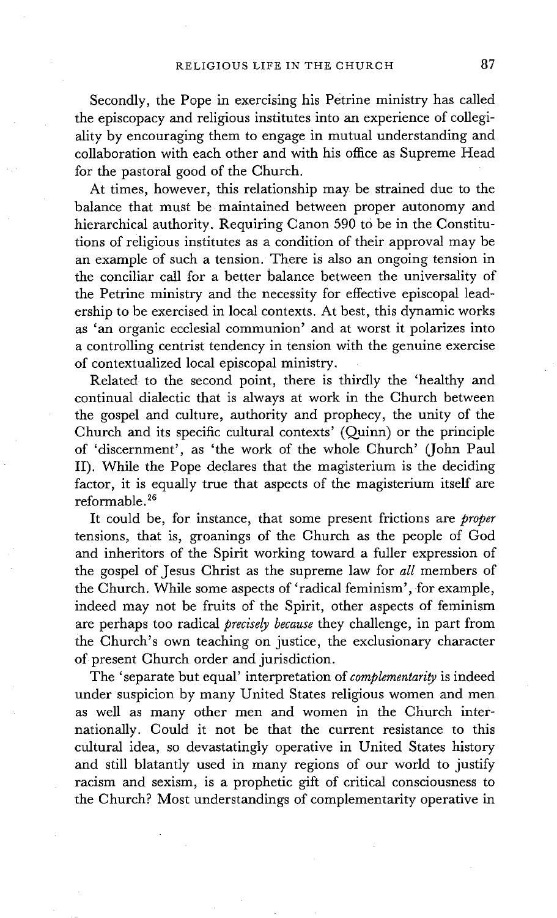Secondly, the Pope in exercising his Petrine ministry has called the episcopacy and religious institutes into an experience of collegiality by encouraging them to engage in mutual understanding and collaboration with each other and with his office as Supreme Head for the pastoral good of the Church.

At times, however, this relationship may be strained due to the balance that must be maintained between proper autonomy and hierarchical authority. Requiring Canon 590 to be in the Constitutions of religious institutes as a condition of their approval may be an example of such a tension. There is also an ongoing tension in the conciliar call for a better balance between the universality of the Petrine ministry and the necessity for effective episcopal leadership to be exercised in local contexts. At best, this dynamic works as 'an organic ecclesial communion' and at worst it polarizes into a controlling centrist tendency in tension with the genuine exercise of contextualized local episcopal ministry.

Related to the second point, there is thirdly the 'healthy and continual dialectic that is always at work in the Church between the gospel and culture, authority and prophecy, the unity of the Church and its specific cultural contexts' (Quinn) or the principle of 'discernment', as 'the work of the whole Church' (John Paul II). While the Pope declares that the magisterium is the deciding factor, it is equally true that aspects of the magisterium itself are reformable.[26]

It could be, for instance, that some present frictions are *proper* tensions, that is, groanings of the Church as the people of God and inheritors of the Spirit working toward a fuller expression of the gospel of Jesus Christ as the supreme law for *all* members of the Church. While some aspects of 'radical feminism', for example, indeed may not be fruits of the Spirit, other aspects of feminism are perhaps too radical *precisely because* they challenge, in part from the Church's own teaching on justice, the exclusionary character of present Church order and jurisdiction.

The 'separate but equal' interpretation of *complementarity* is indeed under suspicion by many United States religious women and men as well as many other men and women in the Church internationally. Could it not be that the current resistance to this cultural idea, so devastatingly operative in United States history and still blatantly used in many regions of our world to justify racism and sexism, is a prophetic gift of critical consciousness to the Church? Most understandings of complementarity operative in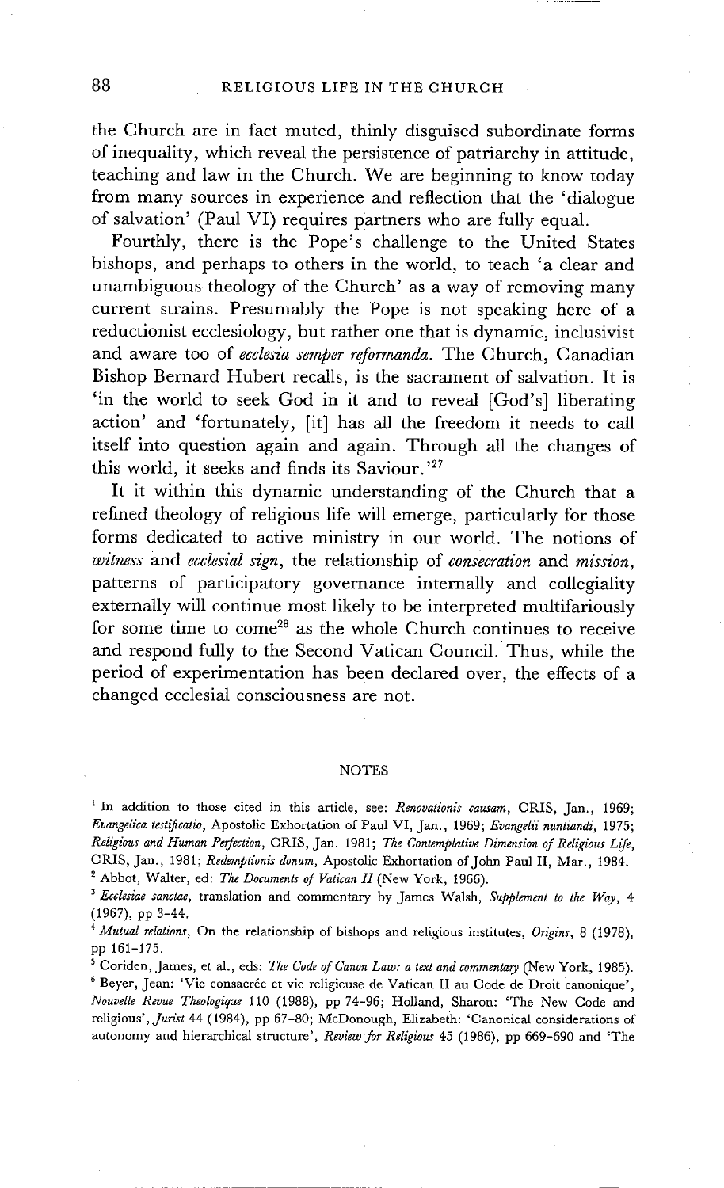the Church are in fact muted, thinly disguised subordinate forms of inequality, which reveal the persistence of patriarchy in attitude, teaching and law in the Church. We are beginning to know today from many sources in experience and reflection that the 'dialogue of salvation' (Paul VI) requires partners who are fully equal.

Fourthly, there is the Pope's challenge to the United States bishops, and perhaps to others in the world, to teach 'a clear and unambiguous theology of the Church' as a way of removing many current strains. Presumably the Pope is not speaking here of a reductionist ecclesiology, but rather one that is dynamic, inclusivist and aware too of *ecclesia semper reformanda*. The Church, Canadian Bishop Bernard Hubert recalls, is the sacrament of salvation. It is 'in the world to seek God in it and to reveal [God's] liberating action' and 'fortunately, [it] has all the freedom it needs to call itself into question again and again. Through all the changes of this world, it seeks and finds its Saviour.'[27]

It it within this dynamic understanding of the Church that a refined theology of religious life will emerge, particularly for those forms dedicated to active ministry in our world. The notions of *witness* and *ecclesial sign*, the relationship of *consecration* and *mission*, patterns of participatory governance internally and collegiality externally will continue most likely to be interpreted multifariously for some time to come[28] as the whole Church continues to receive and respond fully to the Second Vatican Council. Thus, while the period of experimentation has been declared over, the effects of a changed ecclesial consciousness are not.

## NOTES

[1] In addition to those cited in this article, see: *Renovationis causam*, CRIS, Jan., 1969; *Evangelica testificatio*, Apostolic Exhortation of Paul VI, Jan., 1969; *Evangelii nuntiandi*, 1975; *Religious and Human Perfection*, CRIS, Jan. 1981; *The Contemplative Dimension of Religious Life*, CRIS, Jan., 1981; *Redemptionis donum*, Apostolic Exhortation of John Paul II, Mar., 1984.

[2] Abbot, Walter, ed: *The Documents of Vatican II* (New York, 1966).

[3] *Ecclesiae sanctae*, translation and commentary by James Walsh, *Supplement to the Way*, 4 (1967), pp 3–44.

[4] *Mutual relations*, On the relationship of bishops and religious institutes, *Origins*, 8 (1978), pp 161–175.

[5] Coriden, James, et al., eds: *The Code of Canon Law: a text and commentary* (New York, 1985).

[6] Beyer, Jean: 'Vie consacrée et vie religieuse de Vatican II au Code de Droit canonique', *Nouvelle Revue Theologique* 110 (1988), pp 74–96; Holland, Sharon: 'The New Code and religious', *Jurist* 44 (1984), pp 67–80; McDonough, Elizabeth: 'Canonical considerations of autonomy and hierarchical structure', *Review for Religious* 45 (1986), pp 669–690 and 'The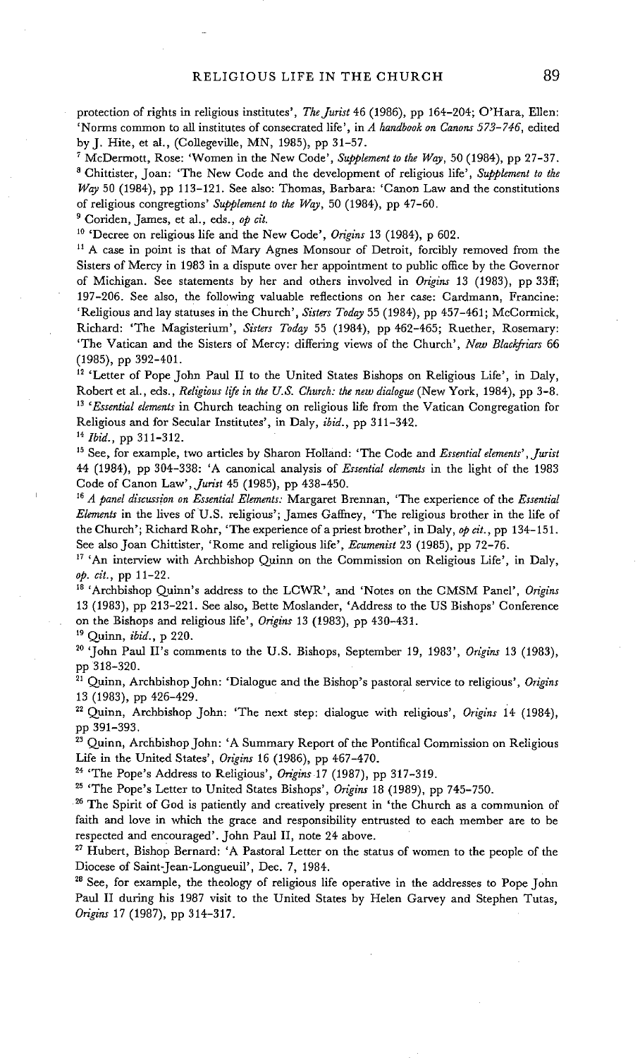protection of rights in religious institutes', *The Jurist* 46 (1986), pp 164–204; O'Hara, Ellen: 'Norms common to all institutes of consecrated life', in *A handbook on Canons 573–746*, edited by J. Hite, et al., (Collegeville, MN, 1985), pp 31–57.

[7] McDermott, Rose: 'Women in the New Code', *Supplement to the Way*, 50 (1984), pp 27–37.

[8] Chittister, Joan: 'The New Code and the development of religious life', *Supplement to the Way* 50 (1984), pp 113–121. See also: Thomas, Barbara: 'Canon Law and the constitutions of religious congregtions' *Supplement to the Way*, 50 (1984), pp 47–60.

[9] Coriden, James, et al., eds., *op cit.*

[10] 'Decree on religious life and the New Code', *Origins* 13 (1984), p 602.

[11] A case in point is that of Mary Agnes Monsour of Detroit, forcibly removed from the Sisters of Mercy in 1983 in a dispute over her appointment to public office by the Governor of Michigan. See statements by her and others involved in *Origins* 13 (1983), pp 33ff; 197–206. See also, the following valuable reflections on her case: Cardmann, Francine: 'Religious and lay statuses in the Church', *Sisters Today* 55 (1984), pp 457–461; McCormick, Richard: 'The Magisterium', *Sisters Today* 55 (1984), pp 462–465; Ruether, Rosemary: 'The Vatican and the Sisters of Mercy: differing views of the Church', *New Blackfriars* 66 (1985), pp 392–401.

[12] 'Letter of Pope John Paul II to the United States Bishops on Religious Life', in Daly, Robert et al., eds., *Religious life in the U.S. Church: the new dialogue* (New York, 1984), pp 3–8.

[13] '*Essential elements* in Church teaching on religious life from the Vatican Congregation for Religious and for Secular Institutes', in Daly, *ibid.*, pp 311–342.

[14] *Ibid.*, pp 311–312.

[15] See, for example, two articles by Sharon Holland: 'The Code and *Essential elements*', *Jurist* 44 (1984), pp 304–338: 'A canonical analysis of *Essential elements* in the light of the 1983 Code of Canon Law', *Jurist* 45 (1985), pp 438–450.

[16] *A panel discussion on Essential Elements:* Margaret Brennan, 'The experience of the *Essential Elements* in the lives of U.S. religious'; James Gaffney, 'The religious brother in the life of the Church'; Richard Rohr, 'The experience of a priest brother', in Daly, *op cit.*, pp 134–151. See also Joan Chittister, 'Rome and religious life', *Ecumenist* 23 (1985), pp 72–76.

[17] 'An interview with Archbishop Quinn on the Commission on Religious Life', in Daly, *op. cit.*, pp 11–22.

[18] 'Archbishop Quinn's address to the LCWR', and 'Notes on the CMSM Panel', *Origins* 13 (1983), pp 213–221. See also, Bette Moslander, 'Address to the US Bishops' Conference on the Bishops and religious life', *Origins* 13 (1983), pp 430–431.

[19] Quinn, *ibid.*, p 220.

[20] 'John Paul II's comments to the U.S. Bishops, September 19, 1983', *Origins* 13 (1983), pp 318–320.

[21] Quinn, Archbishop John: 'Dialogue and the Bishop's pastoral service to religious', *Origins* 13 (1983), pp 426–429.

[22] Quinn, Archbishop John: 'The next step: dialogue with religious', *Origins* 14 (1984), pp 391–393.

[23] Quinn, Archbishop John: 'A Summary Report of the Pontifical Commission on Religious Life in the United States', *Origins* 16 (1986), pp 467–470.

[24] 'The Pope's Address to Religious', *Origins* 17 (1987), pp 317–319.

[25] 'The Pope's Letter to United States Bishops', *Origins* 18 (1989), pp 745–750.

[26] The Spirit of God is patiently and creatively present in 'the Church as a communion of faith and love in which the grace and responsibility entrusted to each member are to be respected and encouraged'. John Paul II, note 24 above.

[27] Hubert, Bishop Bernard: 'A Pastoral Letter on the status of women to the people of the Diocese of Saint-Jean-Longueuil', Dec. 7, 1984.

[28] See, for example, the theology of religious life operative in the addresses to Pope John Paul II during his 1987 visit to the United States by Helen Garvey and Stephen Tutas, *Origins* 17 (1987), pp 314–317.